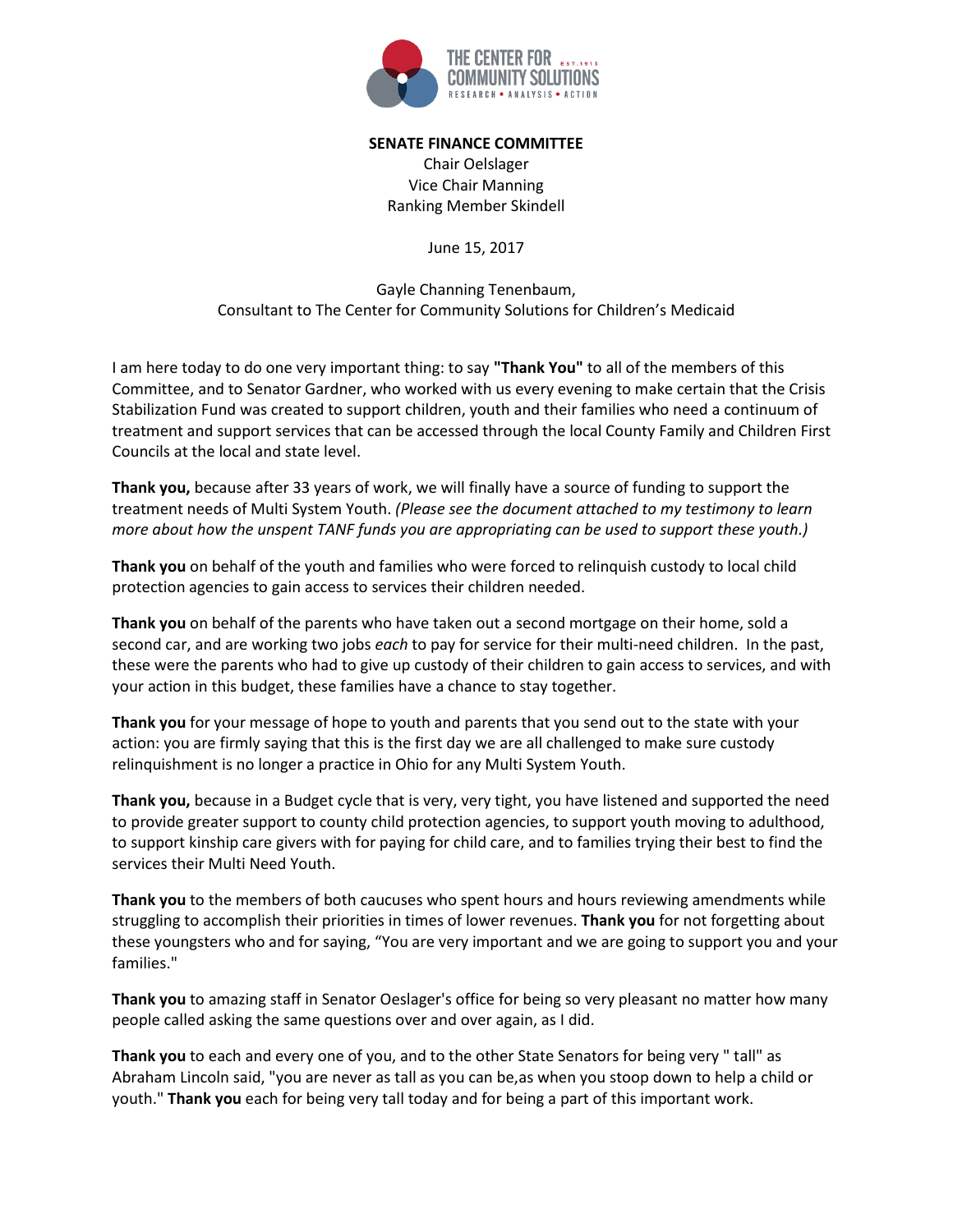**SENATE FINANCE COMMITTEE**

Chair Oelslager
Vice Chair Manning
Ranking Member Skindell

June 15, 2017

Gayle Channing Tenenbaum,
Consultant to The Center for Community Solutions for Children's Medicaid

I am here today to do one very important thing: to say **"Thank You"** to all of the members of this Committee, and to Senator Gardner, who worked with us every evening to make certain that the Crisis Stabilization Fund was created to support children, youth and their families who need a continuum of treatment and support services that can be accessed through the local County Family and Children First Councils at the local and state level.

**Thank you,** because after 33 years of work, we will finally have a source of funding to support the treatment needs of Multi System Youth. *(Please see the document attached to my testimony to learn more about how the unspent TANF funds you are appropriating can be used to support these youth.)*

**Thank you** on behalf of the youth and families who were forced to relinquish custody to local child protection agencies to gain access to services their children needed.

**Thank you** on behalf of the parents who have taken out a second mortgage on their home, sold a second car, and are working two jobs *each* to pay for service for their multi-need children. In the past, these were the parents who had to give up custody of their children to gain access to services, and with your action in this budget, these families have a chance to stay together.

**Thank you** for your message of hope to youth and parents that you send out to the state with your action: you are firmly saying that this is the first day we are all challenged to make sure custody relinquishment is no longer a practice in Ohio for any Multi System Youth.

**Thank you,** because in a Budget cycle that is very, very tight, you have listened and supported the need to provide greater support to county child protection agencies, to support youth moving to adulthood, to support kinship care givers with for paying for child care, and to families trying their best to find the services their Multi Need Youth.

**Thank you** to the members of both caucuses who spent hours and hours reviewing amendments while struggling to accomplish their priorities in times of lower revenues. **Thank you** for not forgetting about these youngsters who and for saying, "You are very important and we are going to support you and your families."

**Thank you** to amazing staff in Senator Oeslager's office for being so very pleasant no matter how many people called asking the same questions over and over again, as I did.

**Thank you** to each and every one of you, and to the other State Senators for being very " tall" as Abraham Lincoln said, "you are never as tall as you can be,as when you stoop down to help a child or youth." **Thank you** each for being very tall today and for being a part of this important work.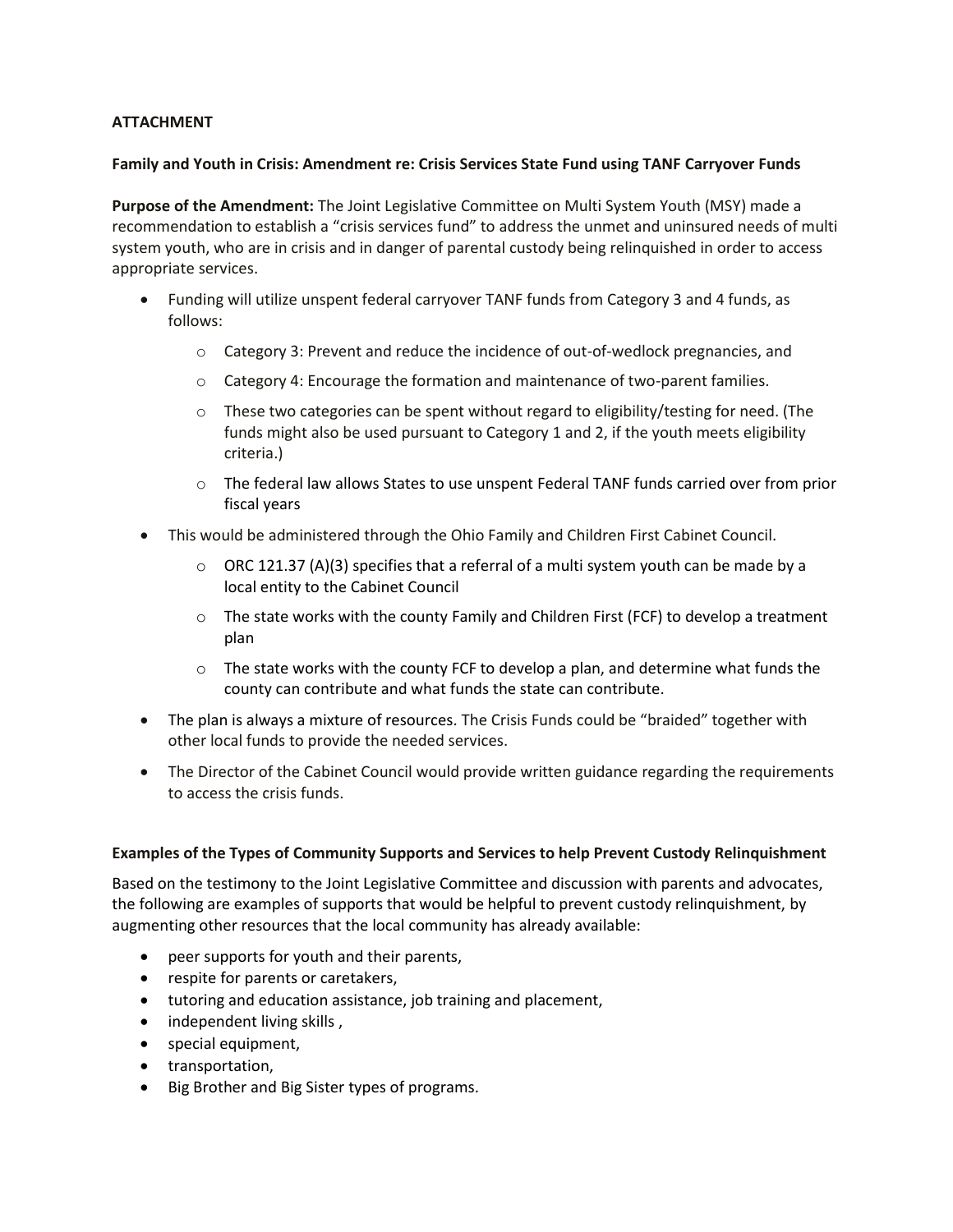**ATTACHMENT**

**Family and Youth in Crisis: Amendment re: Crisis Services State Fund using TANF Carryover Funds**

**Purpose of the Amendment:** The Joint Legislative Committee on Multi System Youth (MSY) made a recommendation to establish a "crisis services fund" to address the unmet and uninsured needs of multi system youth, who are in crisis and in danger of parental custody being relinquished in order to access appropriate services.

- Funding will utilize unspent federal carryover TANF funds from Category 3 and 4 funds, as follows:
  - Category 3: Prevent and reduce the incidence of out-of-wedlock pregnancies, and
  - Category 4: Encourage the formation and maintenance of two-parent families.
  - These two categories can be spent without regard to eligibility/testing for need. (The funds might also be used pursuant to Category 1 and 2, if the youth meets eligibility criteria.)
  - The federal law allows States to use unspent Federal TANF funds carried over from prior fiscal years
- This would be administered through the Ohio Family and Children First Cabinet Council.
  - ORC 121.37 (A)(3) specifies that a referral of a multi system youth can be made by a local entity to the Cabinet Council
  - The state works with the county Family and Children First (FCF) to develop a treatment plan
  - The state works with the county FCF to develop a plan, and determine what funds the county can contribute and what funds the state can contribute.
- The plan is always a mixture of resources. The Crisis Funds could be "braided" together with other local funds to provide the needed services.
- The Director of the Cabinet Council would provide written guidance regarding the requirements to access the crisis funds.

**Examples of the Types of Community Supports and Services to help Prevent Custody Relinquishment**

Based on the testimony to the Joint Legislative Committee and discussion with parents and advocates, the following are examples of supports that would be helpful to prevent custody relinquishment, by augmenting other resources that the local community has already available:

- peer supports for youth and their parents,
- respite for parents or caretakers,
- tutoring and education assistance, job training and placement,
- independent living skills ,
- special equipment,
- transportation,
- Big Brother and Big Sister types of programs.